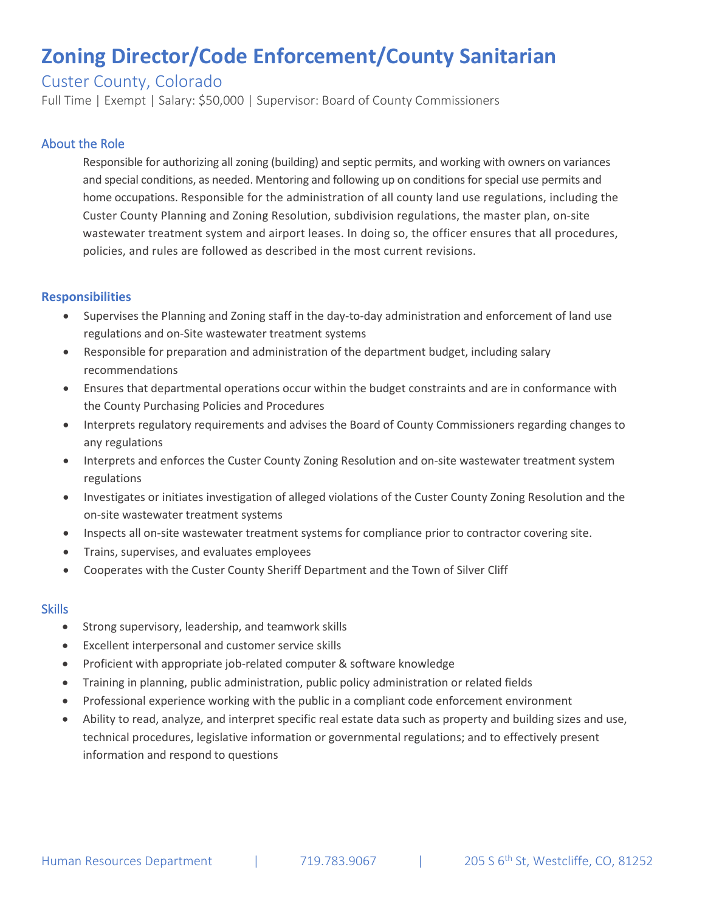# Zoning Director/Code Enforcement/County Sanitarian

## Custer County, Colorado

Full Time | Exempt | Salary: $50,000 | Supervisor: Board of County Commissioners

### About the Role

Responsible for authorizing all zoning (building) and septic permits, and working with owners on variances and special conditions, as needed. Mentoring and following up on conditions for special use permits and home occupations. Responsible for the administration of all county land use regulations, including the Custer County Planning and Zoning Resolution, subdivision regulations, the master plan, on-site wastewater treatment system and airport leases. In doing so, the officer ensures that all procedures, policies, and rules are followed as described in the most current revisions.

### Responsibilities

- Supervises the Planning and Zoning staff in the day-to-day administration and enforcement of land use regulations and on-Site wastewater treatment systems
- Responsible for preparation and administration of the department budget, including salary recommendations
- Ensures that departmental operations occur within the budget constraints and are in conformance with the County Purchasing Policies and Procedures
- Interprets regulatory requirements and advises the Board of County Commissioners regarding changes to any regulations
- Interprets and enforces the Custer County Zoning Resolution and on-site wastewater treatment system regulations
- Investigates or initiates investigation of alleged violations of the Custer County Zoning Resolution and the on-site wastewater treatment systems
- Inspects all on-site wastewater treatment systems for compliance prior to contractor covering site.
- Trains, supervises, and evaluates employees
- Cooperates with the Custer County Sheriff Department and the Town of Silver Cliff

### Skills

- Strong supervisory, leadership, and teamwork skills
- Excellent interpersonal and customer service skills
- Proficient with appropriate job-related computer & software knowledge
- Training in planning, public administration, public policy administration or related fields
- Professional experience working with the public in a compliant code enforcement environment
- Ability to read, analyze, and interpret specific real estate data such as property and building sizes and use, technical procedures, legislative information or governmental regulations; and to effectively present information and respond to questions

Human Resources Department | 719.783.9067 | 205 S 6th St, Westcliffe, CO, 81252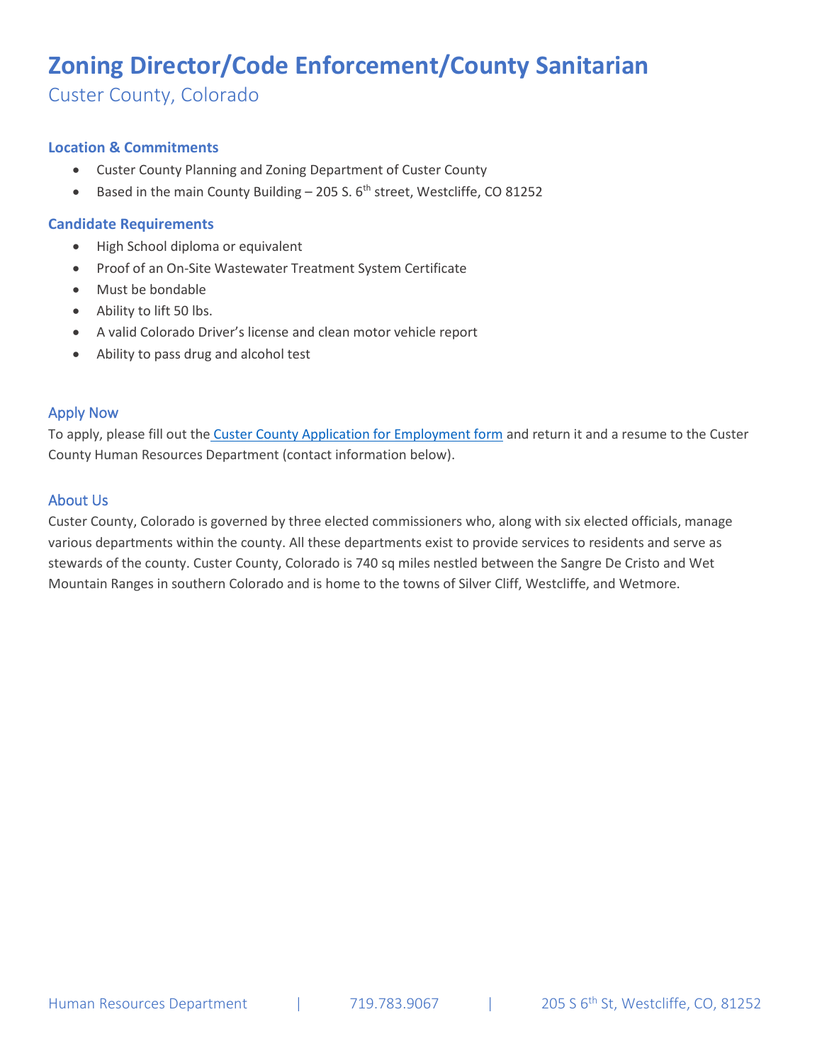# Zoning Director/Code Enforcement/County Sanitarian

Custer County, Colorado

### Location & Commitments

- Custer County Planning and Zoning Department of Custer County
- Based in the main County Building – 205 S. 6th street, Westcliffe, CO 81252

### Candidate Requirements

- High School diploma or equivalent
- Proof of an On-Site Wastewater Treatment System Certificate
- Must be bondable
- Ability to lift 50 lbs.
- A valid Colorado Driver's license and clean motor vehicle report
- Ability to pass drug and alcohol test

## Apply Now

To apply, please fill out the Custer County Application for Employment form and return it and a resume to the Custer County Human Resources Department (contact information below).

## About Us

Custer County, Colorado is governed by three elected commissioners who, along with six elected officials, manage various departments within the county. All these departments exist to provide services to residents and serve as stewards of the county. Custer County, Colorado is 740 sq miles nestled between the Sangre De Cristo and Wet Mountain Ranges in southern Colorado and is home to the towns of Silver Cliff, Westcliffe, and Wetmore.

Human Resources Department | 719.783.9067 | 205 S 6th St, Westcliffe, CO, 81252